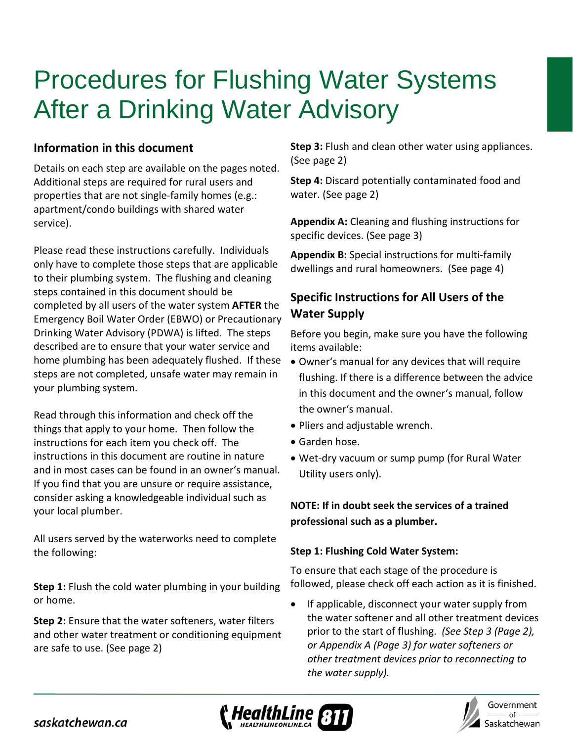# Procedures for Flushing Water Systems After a Drinking Water Advisory

## Information in this document

Details on each step are available on the pages noted. Additional steps are required for rural users and properties that are not single-family homes (e.g.: apartment/condo buildings with shared water service).

Please read these instructions carefully. Individuals only have to complete those steps that are applicable to their plumbing system. The flushing and cleaning steps contained in this document should be completed by all users of the water system **AFTER** the Emergency Boil Water Order (EBWO) or Precautionary Drinking Water Advisory (PDWA) is lifted. The steps described are to ensure that your water service and home plumbing has been adequately flushed. If these steps are not completed, unsafe water may remain in your plumbing system.

Read through this information and check off the things that apply to your home. Then follow the instructions for each item you check off. The instructions in this document are routine in nature and in most cases can be found in an owner's manual. If you find that you are unsure or require assistance, consider asking a knowledgeable individual such as your local plumber.

All users served by the waterworks need to complete the following:

**Step 1:** Flush the cold water plumbing in your building or home.

**Step 2:** Ensure that the water softeners, water filters and other water treatment or conditioning equipment are safe to use. (See page 2)

**Step 3:** Flush and clean other water using appliances. (See page 2)

**Step 4:** Discard potentially contaminated food and water. (See page 2)

**Appendix A:** Cleaning and flushing instructions for specific devices. (See page 3)

**Appendix B:** Special instructions for multi-family dwellings and rural homeowners. (See page 4)

## Specific Instructions for All Users of the Water Supply

Before you begin, make sure you have the following items available:

- Owner's manual for any devices that will require flushing. If there is a difference between the advice in this document and the owner's manual, follow the owner's manual.
- Pliers and adjustable wrench.
- Garden hose.
- Wet-dry vacuum or sump pump (for Rural Water Utility users only).

**NOTE: If in doubt seek the services of a trained professional such as a plumber.**

### Step 1: Flushing Cold Water System:

To ensure that each stage of the procedure is followed, please check off each action as it is finished.

- If applicable, disconnect your water supply from the water softener and all other treatment devices prior to the start of flushing. *(See Step 3 (Page 2), or Appendix A (Page 3) for water softeners or other treatment devices prior to reconnecting to the water supply).*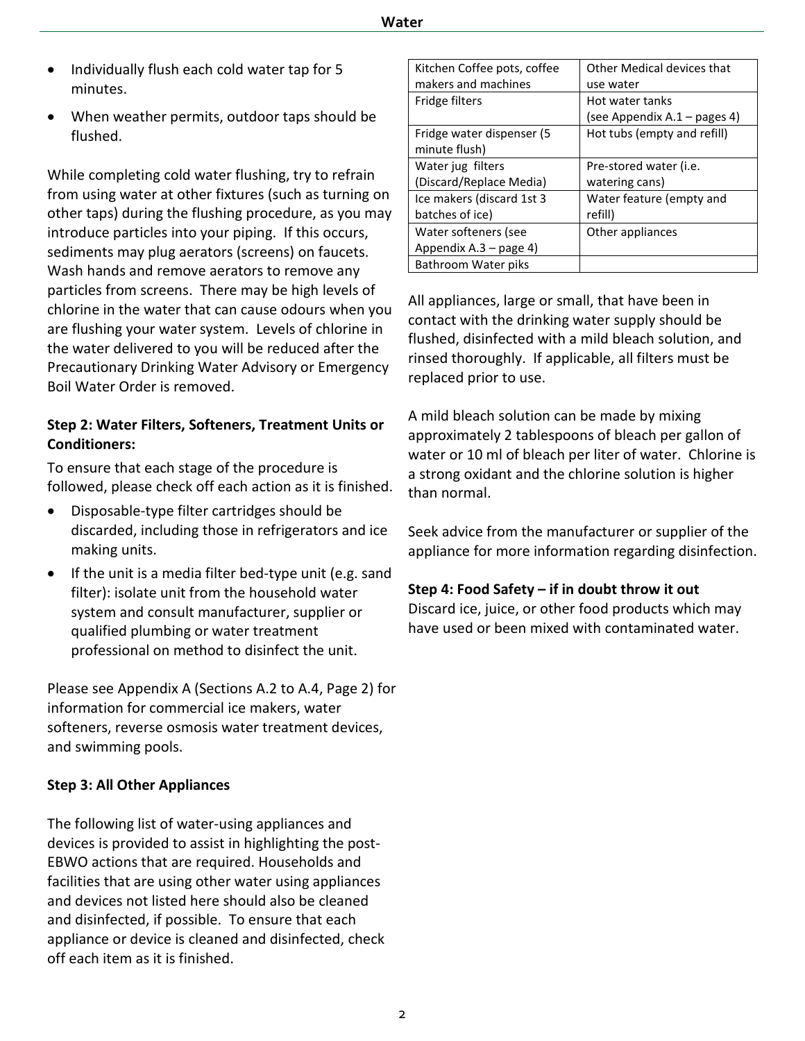- Individually flush each cold water tap for 5 minutes.
- When weather permits, outdoor taps should be flushed.

While completing cold water flushing, try to refrain from using water at other fixtures (such as turning on other taps) during the flushing procedure, as you may introduce particles into your piping. If this occurs, sediments may plug aerators (screens) on faucets. Wash hands and remove aerators to remove any particles from screens. There may be high levels of chlorine in the water that can cause odours when you are flushing your water system. Levels of chlorine in the water delivered to you will be reduced after the Precautionary Drinking Water Advisory or Emergency Boil Water Order is removed.

**Step 2: Water Filters, Softeners, Treatment Units or Conditioners:**

To ensure that each stage of the procedure is followed, please check off each action as it is finished.

- Disposable-type filter cartridges should be discarded, including those in refrigerators and ice making units.
- If the unit is a media filter bed-type unit (e.g. sand filter): isolate unit from the household water system and consult manufacturer, supplier or qualified plumbing or water treatment professional on method to disinfect the unit.

Please see Appendix A (Sections A.2 to A.4, Page 2) for information for commercial ice makers, water softeners, reverse osmosis water treatment devices, and swimming pools.

**Step 3: All Other Appliances**

The following list of water-using appliances and devices is provided to assist in highlighting the post-EBWO actions that are required. Households and facilities that are using other water using appliances and devices not listed here should also be cleaned and disinfected, if possible. To ensure that each appliance or device is cleaned and disinfected, check off each item as it is finished.

| | |
|---|---|
| Kitchen Coffee pots, coffee makers and machines | Other Medical devices that use water |
| Fridge filters | Hot water tanks (see Appendix A.1 – pages 4) |
| Fridge water dispenser (5 minute flush) | Hot tubs (empty and refill) |
| Water jug filters (Discard/Replace Media) | Pre-stored water (i.e. watering cans) |
| Ice makers (discard 1st 3 batches of ice) | Water feature (empty and refill) |
| Water softeners (see Appendix A.3 – page 4) | Other appliances |
| Bathroom Water piks | |

All appliances, large or small, that have been in contact with the drinking water supply should be flushed, disinfected with a mild bleach solution, and rinsed thoroughly. If applicable, all filters must be replaced prior to use.

A mild bleach solution can be made by mixing approximately 2 tablespoons of bleach per gallon of water or 10 ml of bleach per liter of water. Chlorine is a strong oxidant and the chlorine solution is higher than normal.

Seek advice from the manufacturer or supplier of the appliance for more information regarding disinfection.

**Step 4: Food Safety – if in doubt throw it out**

Discard ice, juice, or other food products which may have used or been mixed with contaminated water.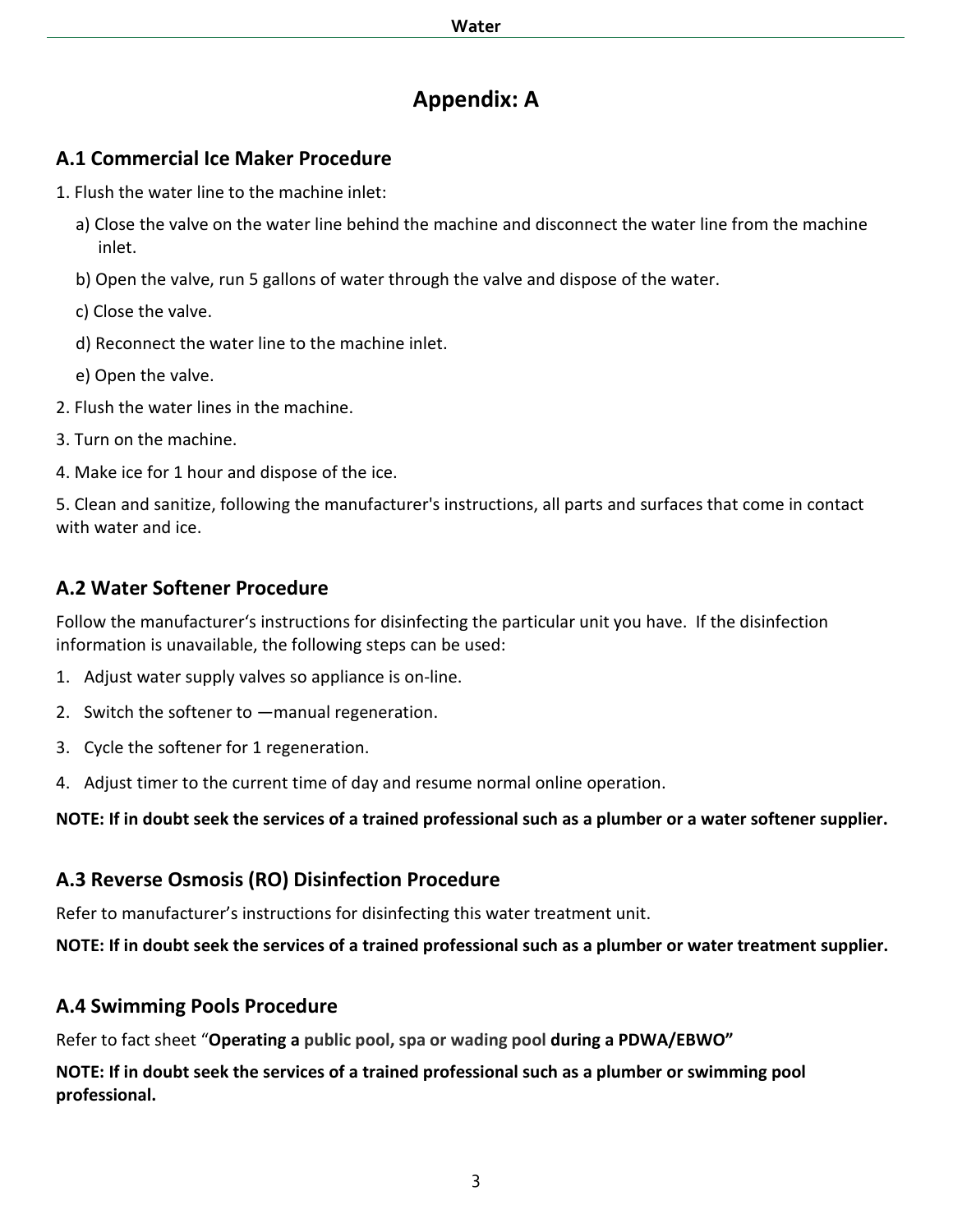# Appendix: A

## A.1 Commercial Ice Maker Procedure

1. Flush the water line to the machine inlet:
   a) Close the valve on the water line behind the machine and disconnect the water line from the machine inlet.
   b) Open the valve, run 5 gallons of water through the valve and dispose of the water.
   c) Close the valve.
   d) Reconnect the water line to the machine inlet.
   e) Open the valve.
2. Flush the water lines in the machine.
3. Turn on the machine.
4. Make ice for 1 hour and dispose of the ice.
5. Clean and sanitize, following the manufacturer's instructions, all parts and surfaces that come in contact with water and ice.

## A.2 Water Softener Procedure

Follow the manufacturer's instructions for disinfecting the particular unit you have. If the disinfection information is unavailable, the following steps can be used:

1. Adjust water supply valves so appliance is on-line.
2. Switch the softener to —manual regeneration.
3. Cycle the softener for 1 regeneration.
4. Adjust timer to the current time of day and resume normal online operation.

**NOTE: If in doubt seek the services of a trained professional such as a plumber or a water softener supplier.**

## A.3 Reverse Osmosis (RO) Disinfection Procedure

Refer to manufacturer's instructions for disinfecting this water treatment unit.

**NOTE: If in doubt seek the services of a trained professional such as a plumber or water treatment supplier.**

## A.4 Swimming Pools Procedure

Refer to fact sheet "**Operating a public pool, spa or wading pool during a PDWA/EBWO"**

**NOTE: If in doubt seek the services of a trained professional such as a plumber or swimming pool professional.**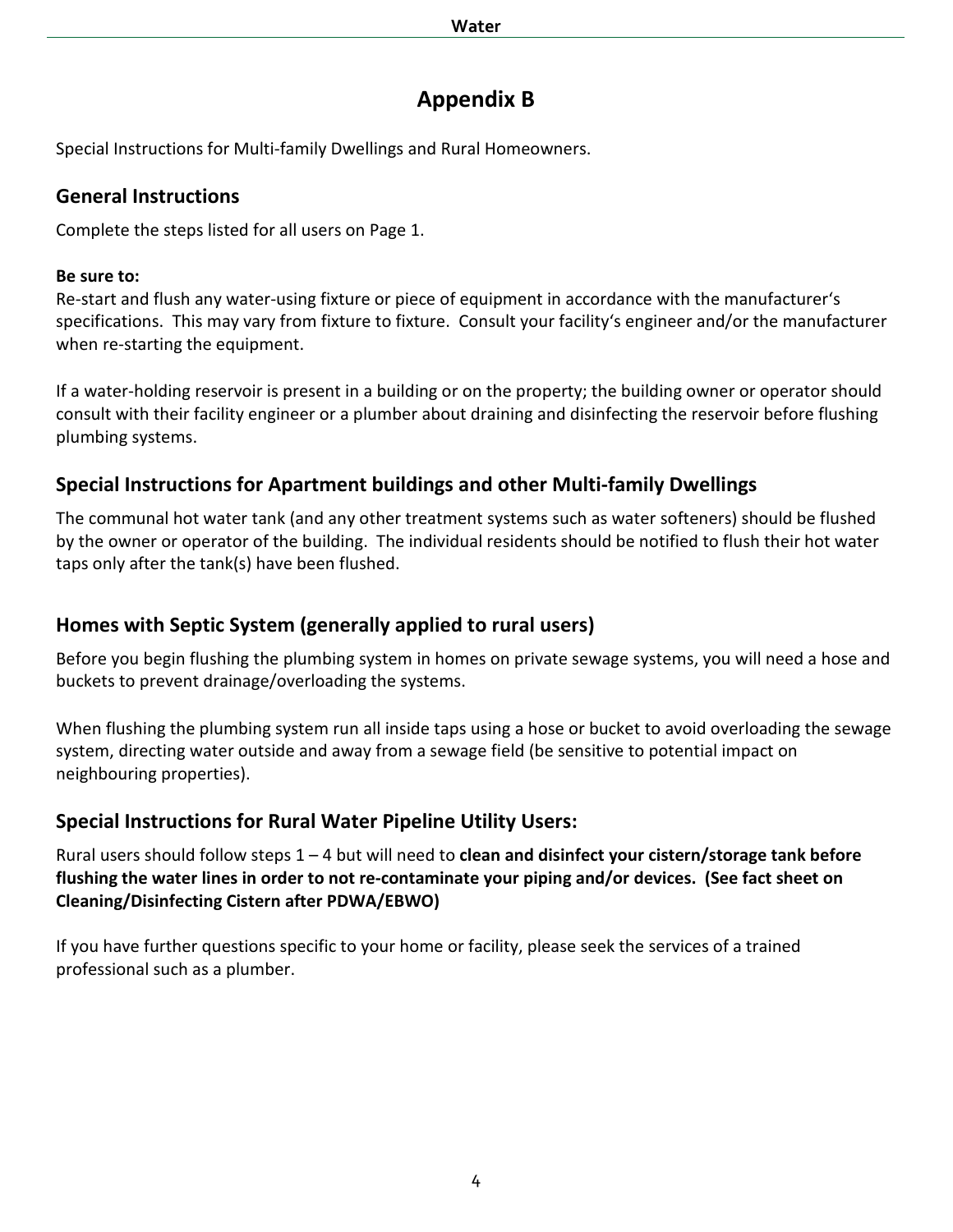# Appendix B

Special Instructions for Multi-family Dwellings and Rural Homeowners.

## General Instructions

Complete the steps listed for all users on Page 1.

**Be sure to:**
Re-start and flush any water-using fixture or piece of equipment in accordance with the manufacturer's specifications. This may vary from fixture to fixture. Consult your facility's engineer and/or the manufacturer when re-starting the equipment.

If a water-holding reservoir is present in a building or on the property; the building owner or operator should consult with their facility engineer or a plumber about draining and disinfecting the reservoir before flushing plumbing systems.

## Special Instructions for Apartment buildings and other Multi-family Dwellings

The communal hot water tank (and any other treatment systems such as water softeners) should be flushed by the owner or operator of the building. The individual residents should be notified to flush their hot water taps only after the tank(s) have been flushed.

## Homes with Septic System (generally applied to rural users)

Before you begin flushing the plumbing system in homes on private sewage systems, you will need a hose and buckets to prevent drainage/overloading the systems.

When flushing the plumbing system run all inside taps using a hose or bucket to avoid overloading the sewage system, directing water outside and away from a sewage field (be sensitive to potential impact on neighbouring properties).

## Special Instructions for Rural Water Pipeline Utility Users:

Rural users should follow steps 1 – 4 but will need to **clean and disinfect your cistern/storage tank before flushing the water lines in order to not re-contaminate your piping and/or devices. (See fact sheet on Cleaning/Disinfecting Cistern after PDWA/EBWO)**

If you have further questions specific to your home or facility, please seek the services of a trained professional such as a plumber.